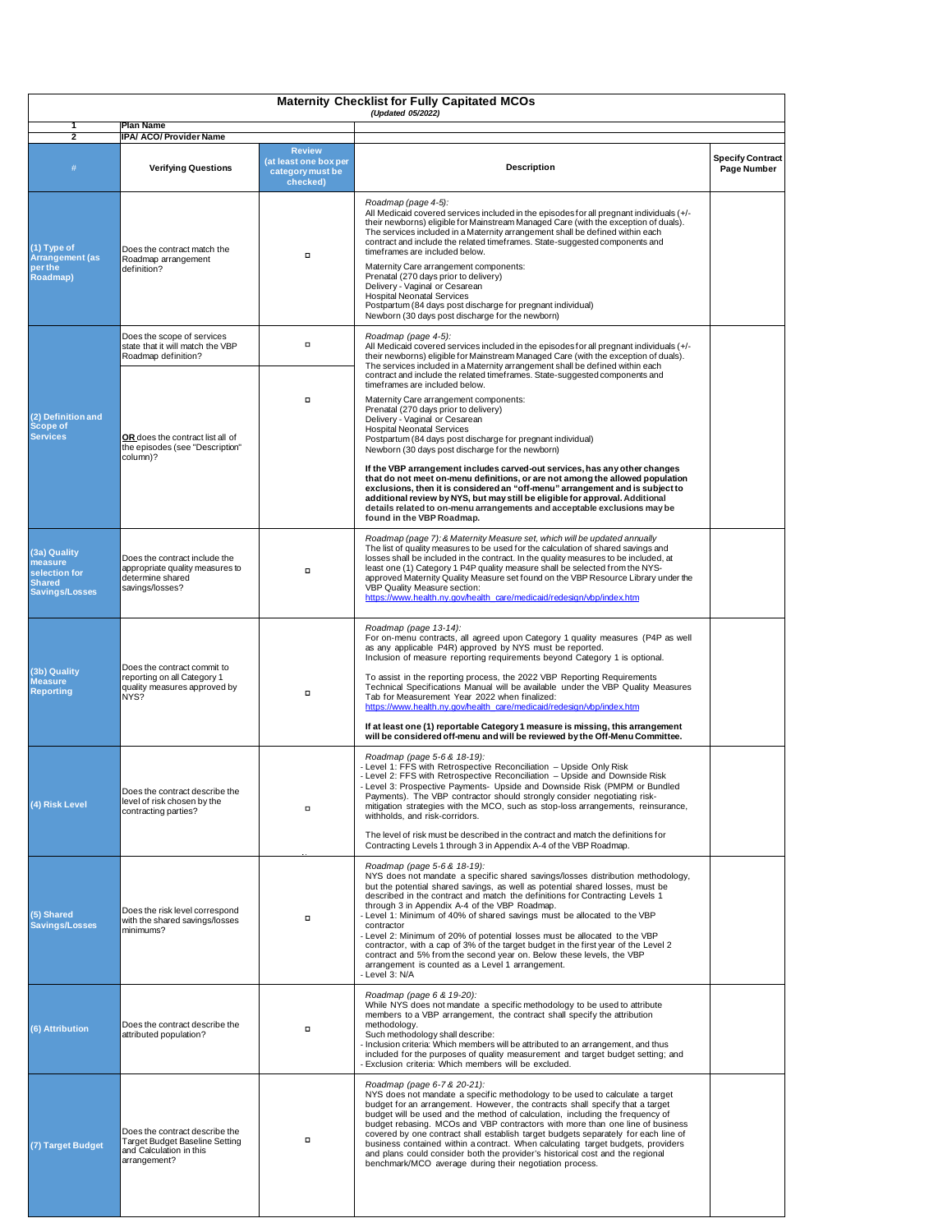## Maternity Checklist for Fully Capitated MCOs

*(Updated 05/2022)*

| # | Verifying Questions | Review (at least one box per category must be checked) | Description | Specify Contract Page Number |
|---|---|---|---|---|
| 1 | Plan Name | | | |
| 2 | IPA/ ACO/ Provider Name | | | |
| (1) Type of Arrangement (as per the Roadmap) | Does the contract match the Roadmap arrangement definition? | ☐ | *Roadmap (page 4-5):*<br>All Medicaid covered services included in the episodes for all pregnant individuals (+/- their newborns) eligible for Mainstream Managed Care (with the exception of duals). The services included in a Maternity arrangement shall be defined within each contract and include the related timeframes. State-suggested components and timeframes are included below.<br>Maternity Care arrangement components:<br>Prenatal (270 days prior to delivery)<br>Delivery - Vaginal or Cesarean<br>Hospital Neonatal Services<br>Postpartum (84 days post discharge for pregnant individual)<br>Newborn (30 days post discharge for the newborn) | |
| (2) Definition and Scope of Services | Does the scope of services state that it will match the VBP Roadmap definition? | ☐ | *Roadmap (page 4-5):*<br>All Medicaid covered services included in the episodes for all pregnant individuals (+/- their newborns) eligible for Mainstream Managed Care (with the exception of duals). The services included in a Maternity arrangement shall be defined within each contract and include the related timeframes. State-suggested components and timeframes are included below.<br>Maternity Care arrangement components:<br>Prenatal (270 days prior to delivery)<br>Delivery - Vaginal or Cesarean<br>Hospital Neonatal Services<br>Postpartum (84 days post discharge for pregnant individual)<br>Newborn (30 days post discharge for the newborn)<br>**If the VBP arrangement includes carved-out services, has any other changes that do not meet on-menu definitions, or are not among the allowed population exclusions, then it is considered an "off-menu" arrangement and is subject to additional review by NYS, but may still be eligible for approval. Additional details related to on-menu arrangements and acceptable exclusions may be found in the VBP Roadmap.** | |
| | **OR** does the contract list all of the episodes (see "Description" column)? | ☐ | | |
| (3a) Quality measure selection for Shared Savings/Losses | Does the contract include the appropriate quality measures to determine shared savings/losses? | ☐ | *Roadmap (page 7): & Maternity Measure set, which will be updated annually*<br>The list of quality measures to be used for the calculation of shared savings and losses shall be included in the contract. In the quality measures to be included, at least one (1) Category 1 P4P quality measure shall be selected from the NYS-approved Maternity Quality Measure set found on the VBP Resource Library under the VBP Quality Measure section:<br>https://www.health.ny.gov/health_care/medicaid/redesign/vbp/index.htm | |
| (3b) Quality Measure Reporting | Does the contract commit to reporting on all Category 1 quality measures approved by NYS? | ☐ | *Roadmap (page 13-14):*<br>For on-menu contracts, all agreed upon Category 1 quality measures (P4P as well as any applicable P4R) approved by NYS must be reported. Inclusion of measure reporting requirements beyond Category 1 is optional.<br>To assist in the reporting process, the 2022 VBP Reporting Requirements Technical Specifications Manual will be available under the VBP Quality Measures Tab for Measurement Year 2022 when finalized:<br>https://www.health.ny.gov/health_care/medicaid/redesign/vbp/index.htm<br>**If at least one (1) reportable Category 1 measure is missing, this arrangement will be considered off-menu and will be reviewed by the Off-Menu Committee.** | |
| (4) Risk Level | Does the contract describe the level of risk chosen by the contracting parties? | ☐ | *Roadmap (page 5-6 & 18-19):*<br>- Level 1: FFS with Retrospective Reconciliation – Upside Only Risk<br>- Level 2: FFS with Retrospective Reconciliation – Upside and Downside Risk<br>- Level 3: Prospective Payments- Upside and Downside Risk (PMPM or Bundled Payments). The VBP contractor should strongly consider negotiating risk-mitigation strategies with the MCO, such as stop-loss arrangements, reinsurance, withholds, and risk-corridors.<br>The level of risk must be described in the contract and match the definitions for Contracting Levels 1 through 3 in Appendix A-4 of the VBP Roadmap. | |
| (5) Shared Savings/Losses | Does the risk level correspond with the shared savings/losses minimums? | ☐ | *Roadmap (page 5-6 & 18-19):*<br>NYS does not mandate a specific shared savings/losses distribution methodology, but the potential shared savings, as well as potential shared losses, must be described in the contract and match the definitions for Contracting Levels 1 through 3 in Appendix A-4 of the VBP Roadmap.<br>- Level 1: Minimum of 40% of shared savings must be allocated to the VBP contractor<br>- Level 2: Minimum of 20% of potential losses must be allocated to the VBP contractor, with a cap of 3% of the target budget in the first year of the Level 2 contract and 5% from the second year on. Below these levels, the VBP arrangement is counted as a Level 1 arrangement.<br>- Level 3: N/A | |
| (6) Attribution | Does the contract describe the attributed population? | ☐ | *Roadmap (page 6 & 19-20):*<br>While NYS does not mandate a specific methodology to be used to attribute members to a VBP arrangement, the contract shall specify the attribution methodology.<br>Such methodology shall describe:<br>- Inclusion criteria: Which members will be attributed to an arrangement, and thus included for the purposes of quality measurement and target budget setting; and<br>- Exclusion criteria: Which members will be excluded. | |
| (7) Target Budget | Does the contract describe the Target Budget Baseline Setting and Calculation in this arrangement? | ☐ | *Roadmap (page 6-7 & 20-21):*<br>NYS does not mandate a specific methodology to be used to calculate a target budget for an arrangement. However, the contracts shall specify that a target budget will be used and the method of calculation, including the frequency of budget rebasing. MCOs and VBP contractors with more than one line of business covered by one contract shall establish target budgets separately for each line of business contained within a contract. When calculating target budgets, providers and plans could consider both the provider's historical cost and the regional benchmark/MCO average during their negotiation process. | |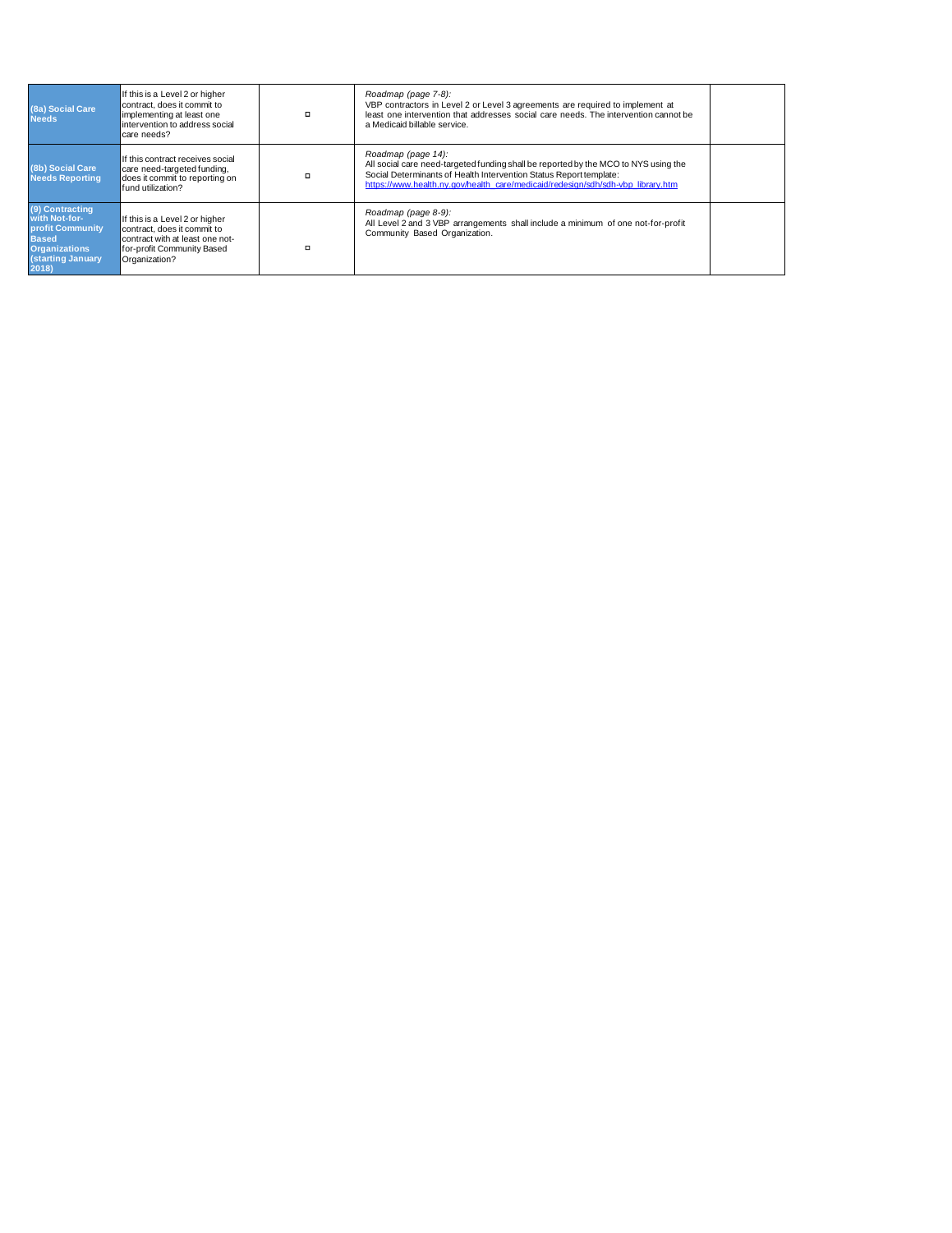| | | | | |
|---|---|---|---|---|
| **(8a) Social Care Needs** | If this is a Level 2 or higher contract, does it commit to implementing at least one intervention to address social care needs? | ◻ | *Roadmap (page 7-8):* VBP contractors in Level 2 or Level 3 agreements are required to implement at least one intervention that addresses social care needs. The intervention cannot be a Medicaid billable service. | |
| **(8b) Social Care Needs Reporting** | If this contract receives social care need-targeted funding, does it commit to reporting on fund utilization? | ◻ | *Roadmap (page 14):* All social care need-targeted funding shall be reported by the MCO to NYS using the Social Determinants of Health Intervention Status Report template: https://www.health.ny.gov/health_care/medicaid/redesign/sdh/sdh-vbp_library.htm | |
| **(9) Contracting with Not-for-profit Community Based Organizations (starting January 2018)** | If this is a Level 2 or higher contract, does it commit to contract with at least one not-for-profit Community Based Organization? | ◻ | *Roadmap (page 8-9):* All Level 2 and 3 VBP arrangements shall include a minimum of one not-for-profit Community Based Organization. | |